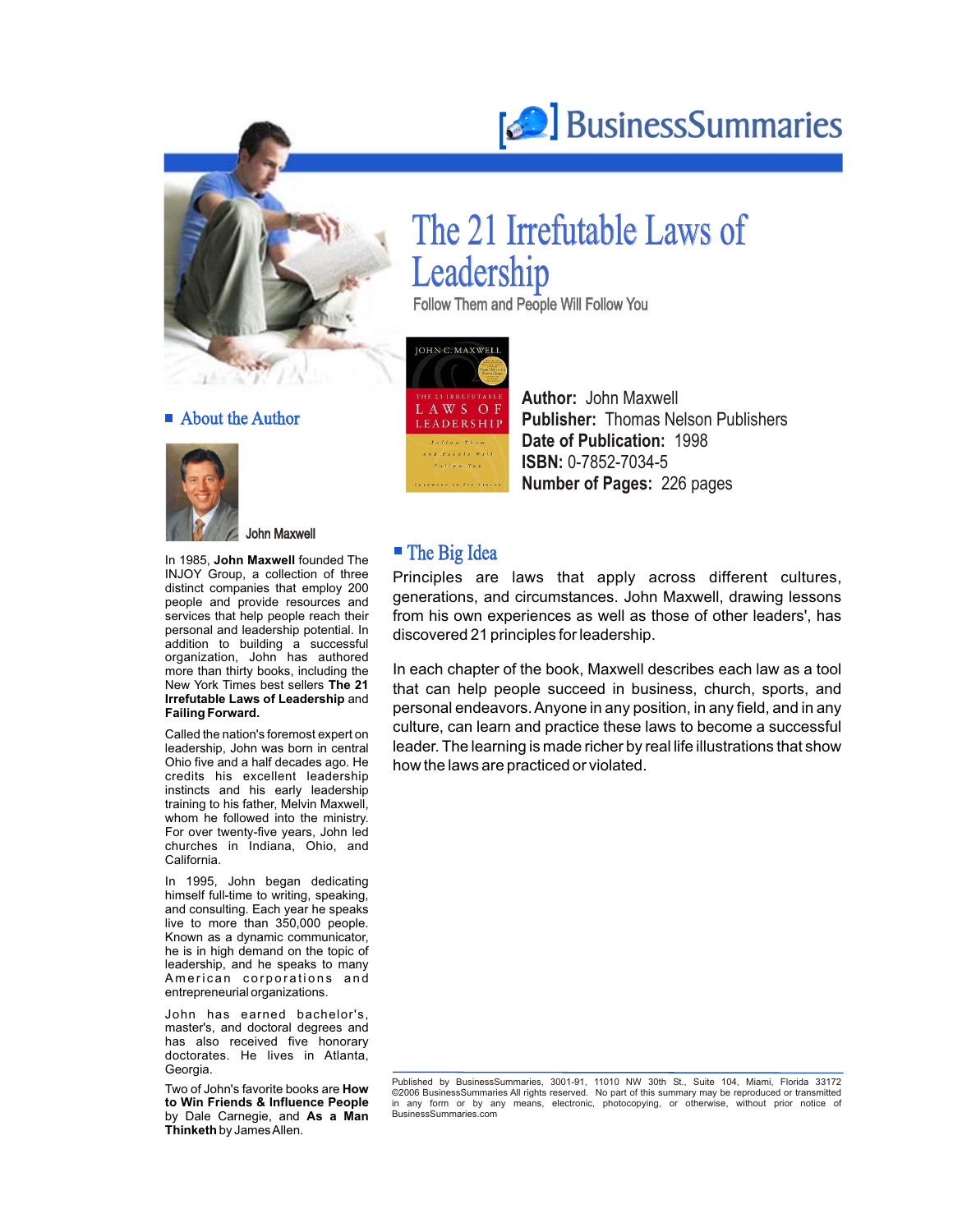BusinessSummaries

# The 21 Irrefutable Laws of Leadership

Follow Them and People Will Follow You

**Author:** John Maxwell
**Publisher:** Thomas Nelson Publishers
**Date of Publication:** 1998
**ISBN:** 0-7852-7034-5
**Number of Pages:** 226 pages

## About the Author

John Maxwell

In 1985, **John Maxwell** founded The INJOY Group, a collection of three distinct companies that employ 200 people and provide resources and services that help people reach their personal and leadership potential. In addition to building a successful organization, John has authored more than thirty books, including the New York Times best sellers **The 21 Irrefutable Laws of Leadership** and **Failing Forward.**

Called the nation's foremost expert on leadership, John was born in central Ohio five and a half decades ago. He credits his excellent leadership instincts and his early leadership training to his father, Melvin Maxwell, whom he followed into the ministry. For over twenty-five years, John led churches in Indiana, Ohio, and California.

In 1995, John began dedicating himself full-time to writing, speaking, and consulting. Each year he speaks live to more than 350,000 people. Known as a dynamic communicator, he is in high demand on the topic of leadership, and he speaks to many American corporations and entrepreneurial organizations.

John has earned bachelor's, master's, and doctoral degrees and has also received five honorary doctorates. He lives in Atlanta, Georgia.

Two of John's favorite books are **How to Win Friends & Influence People** by Dale Carnegie, and **As a Man Thinketh** by James Allen.

## The Big Idea

Principles are laws that apply across different cultures, generations, and circumstances. John Maxwell, drawing lessons from his own experiences as well as those of other leaders', has discovered 21 principles for leadership.

In each chapter of the book, Maxwell describes each law as a tool that can help people succeed in business, church, sports, and personal endeavors. Anyone in any position, in any field, and in any culture, can learn and practice these laws to become a successful leader. The learning is made richer by real life illustrations that show how the laws are practiced or violated.

Published by BusinessSummaries, 3001-91, 11010 NW 30th St., Suite 104, Miami, Florida 33172 ©2006 BusinessSummaries All rights reserved. No part of this summary may be reproduced or transmitted in any form or by any means, electronic, photocopying, or otherwise, without prior notice of BusinessSummaries.com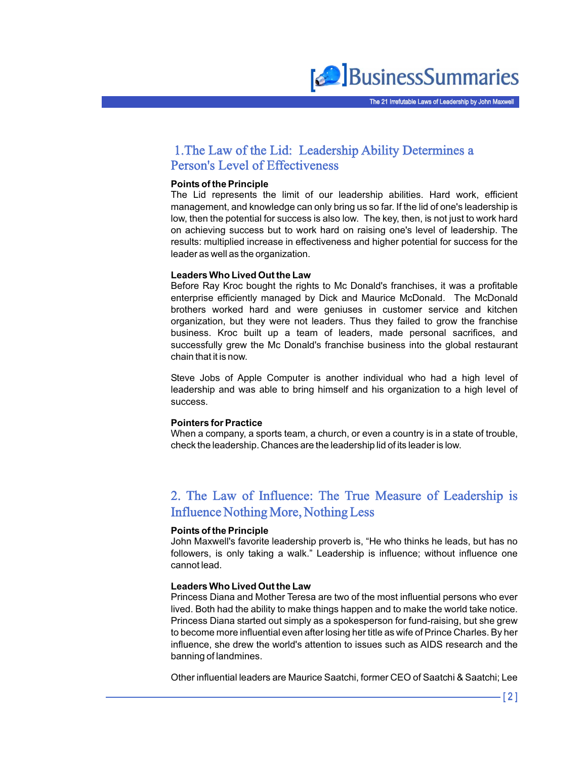## 1. The Law of the Lid: Leadership Ability Determines a Person's Level of Effectiveness

**Points of the Principle**

The Lid represents the limit of our leadership abilities. Hard work, efficient management, and knowledge can only bring us so far. If the lid of one's leadership is low, then the potential for success is also low. The key, then, is not just to work hard on achieving success but to work hard on raising one's level of leadership. The results: multiplied increase in effectiveness and higher potential for success for the leader as well as the organization.

**Leaders Who Lived Out the Law**

Before Ray Kroc bought the rights to Mc Donald's franchises, it was a profitable enterprise efficiently managed by Dick and Maurice McDonald. The McDonald brothers worked hard and were geniuses in customer service and kitchen organization, but they were not leaders. Thus they failed to grow the franchise business. Kroc built up a team of leaders, made personal sacrifices, and successfully grew the Mc Donald's franchise business into the global restaurant chain that it is now.

Steve Jobs of Apple Computer is another individual who had a high level of leadership and was able to bring himself and his organization to a high level of success.

**Pointers for Practice**

When a company, a sports team, a church, or even a country is in a state of trouble, check the leadership. Chances are the leadership lid of its leader is low.

## 2. The Law of Influence: The True Measure of Leadership is Influence Nothing More, Nothing Less

**Points of the Principle**

John Maxwell's favorite leadership proverb is, “He who thinks he leads, but has no followers, is only taking a walk.” Leadership is influence; without influence one cannot lead.

**Leaders Who Lived Out the Law**

Princess Diana and Mother Teresa are two of the most influential persons who ever lived. Both had the ability to make things happen and to make the world take notice. Princess Diana started out simply as a spokesperson for fund-raising, but she grew to become more influential even after losing her title as wife of Prince Charles. By her influence, she drew the world's attention to issues such as AIDS research and the banning of landmines.

Other influential leaders are Maurice Saatchi, former CEO of Saatchi & Saatchi; Lee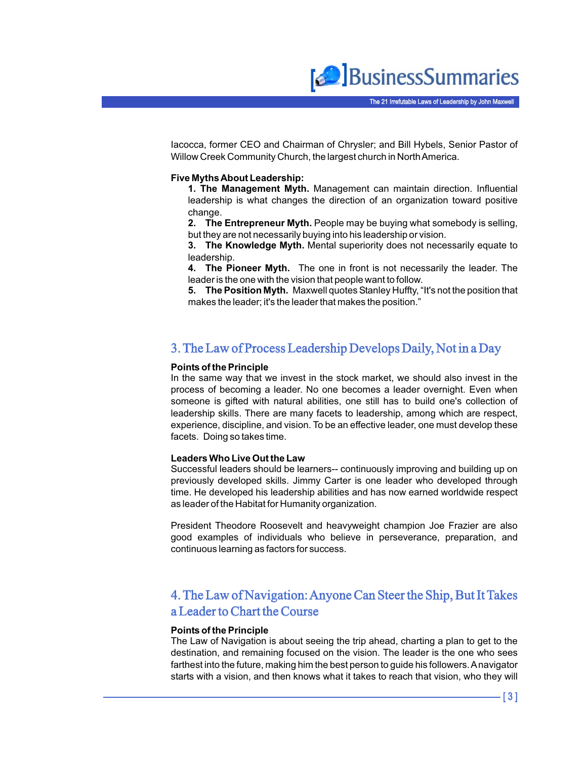Iacocca, former CEO and Chairman of Chrysler; and Bill Hybels, Senior Pastor of Willow Creek Community Church, the largest church in North America.

**Five Myths About Leadership:**

1. **The Management Myth.** Management can maintain direction. Influential leadership is what changes the direction of an organization toward positive change.
2. **The Entrepreneur Myth.** People may be buying what somebody is selling, but they are not necessarily buying into his leadership or vision.
3. **The Knowledge Myth.** Mental superiority does not necessarily equate to leadership.
4. **The Pioneer Myth.** The one in front is not necessarily the leader. The leader is the one with the vision that people want to follow.
5. **The Position Myth.** Maxwell quotes Stanley Huffty, "It's not the position that makes the leader; it's the leader that makes the position."

## 3. The Law of Process Leadership Develops Daily, Not in a Day

**Points of the Principle**

In the same way that we invest in the stock market, we should also invest in the process of becoming a leader. No one becomes a leader overnight. Even when someone is gifted with natural abilities, one still has to build one's collection of leadership skills. There are many facets to leadership, among which are respect, experience, discipline, and vision. To be an effective leader, one must develop these facets. Doing so takes time.

**Leaders Who Live Out the Law**

Successful leaders should be learners-- continuously improving and building up on previously developed skills. Jimmy Carter is one leader who developed through time. He developed his leadership abilities and has now earned worldwide respect as leader of the Habitat for Humanity organization.

President Theodore Roosevelt and heavyweight champion Joe Frazier are also good examples of individuals who believe in perseverance, preparation, and continuous learning as factors for success.

## 4. The Law of Navigation: Anyone Can Steer the Ship, But It Takes a Leader to Chart the Course

**Points of the Principle**

The Law of Navigation is about seeing the trip ahead, charting a plan to get to the destination, and remaining focused on the vision. The leader is the one who sees farthest into the future, making him the best person to guide his followers. A navigator starts with a vision, and then knows what it takes to reach that vision, who they will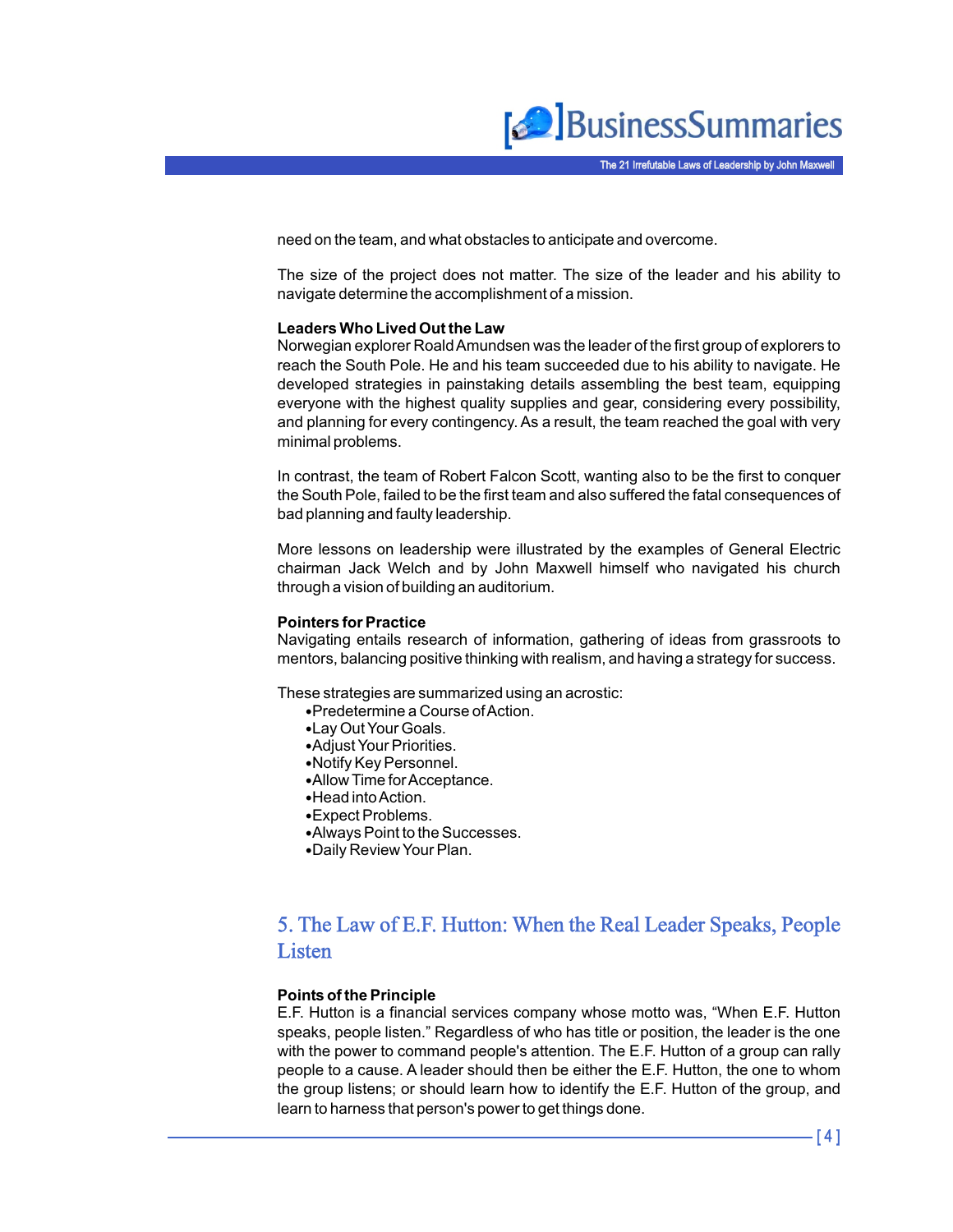need on the team, and what obstacles to anticipate and overcome.

The size of the project does not matter. The size of the leader and his ability to navigate determine the accomplishment of a mission.

**Leaders Who Lived Out the Law**
Norwegian explorer Roald Amundsen was the leader of the first group of explorers to reach the South Pole. He and his team succeeded due to his ability to navigate. He developed strategies in painstaking details assembling the best team, equipping everyone with the highest quality supplies and gear, considering every possibility, and planning for every contingency. As a result, the team reached the goal with very minimal problems.

In contrast, the team of Robert Falcon Scott, wanting also to be the first to conquer the South Pole, failed to be the first team and also suffered the fatal consequences of bad planning and faulty leadership.

More lessons on leadership were illustrated by the examples of General Electric chairman Jack Welch and by John Maxwell himself who navigated his church through a vision of building an auditorium.

**Pointers for Practice**
Navigating entails research of information, gathering of ideas from grassroots to mentors, balancing positive thinking with realism, and having a strategy for success.

These strategies are summarized using an acrostic:

- Predetermine a Course of Action.
- Lay Out Your Goals.
- Adjust Your Priorities.
- Notify Key Personnel.
- Allow Time for Acceptance.
- Head into Action.
- Expect Problems.
- Always Point to the Successes.
- Daily Review Your Plan.

## 5. The Law of E.F. Hutton: When the Real Leader Speaks, People Listen

**Points of the Principle**
E.F. Hutton is a financial services company whose motto was, "When E.F. Hutton speaks, people listen." Regardless of who has title or position, the leader is the one with the power to command people's attention. The E.F. Hutton of a group can rally people to a cause. A leader should then be either the E.F. Hutton, the one to whom the group listens; or should learn how to identify the E.F. Hutton of the group, and learn to harness that person's power to get things done.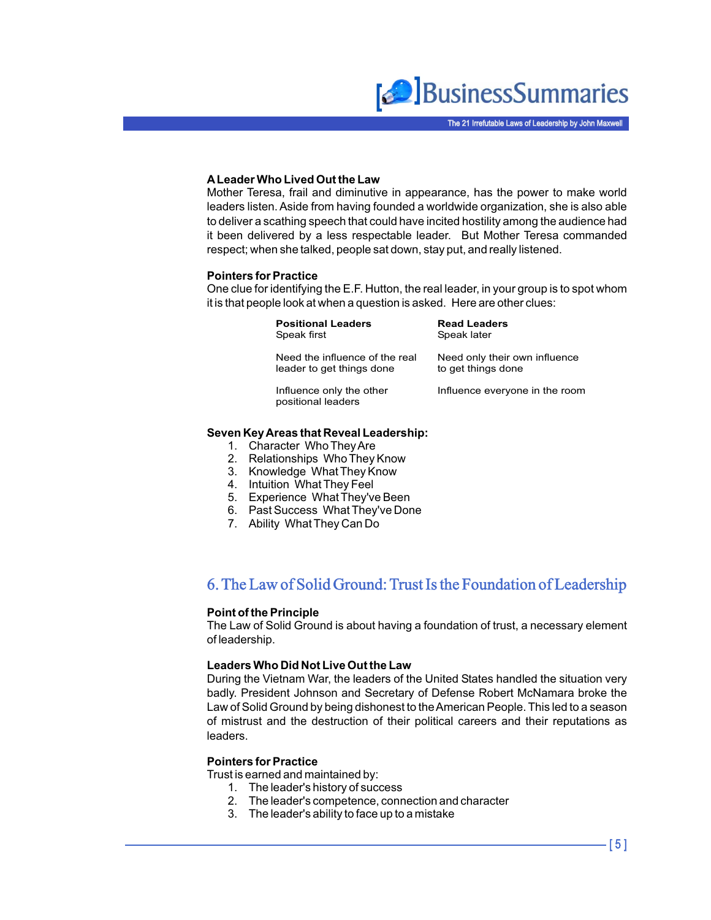### A Leader Who Lived Out the Law

Mother Teresa, frail and diminutive in appearance, has the power to make world leaders listen. Aside from having founded a worldwide organization, she is also able to deliver a scathing speech that could have incited hostility among the audience had it been delivered by a less respectable leader. But Mother Teresa commanded respect; when she talked, people sat down, stay put, and really listened.

### Pointers for Practice

One clue for identifying the E.F. Hutton, the real leader, in your group is to spot whom it is that people look at when a question is asked. Here are other clues:

| Positional Leaders | Read Leaders |
|---|---|
| Speak first | Speak later |
| Need the influence of the real leader to get things done | Need only their own influence to get things done |
| Influence only the other positional leaders | Influence everyone in the room |

### Seven Key Areas that Reveal Leadership:

1. Character Who They Are
2. Relationships Who They Know
3. Knowledge What They Know
4. Intuition What They Feel
5. Experience What They've Been
6. Past Success What They've Done
7. Ability What They Can Do

## 6. The Law of Solid Ground: Trust Is the Foundation of Leadership

### Point of the Principle

The Law of Solid Ground is about having a foundation of trust, a necessary element of leadership.

### Leaders Who Did Not Live Out the Law

During the Vietnam War, the leaders of the United States handled the situation very badly. President Johnson and Secretary of Defense Robert McNamara broke the Law of Solid Ground by being dishonest to the American People. This led to a season of mistrust and the destruction of their political careers and their reputations as leaders.

### Pointers for Practice

Trust is earned and maintained by:

1. The leader's history of success
2. The leader's competence, connection and character
3. The leader's ability to face up to a mistake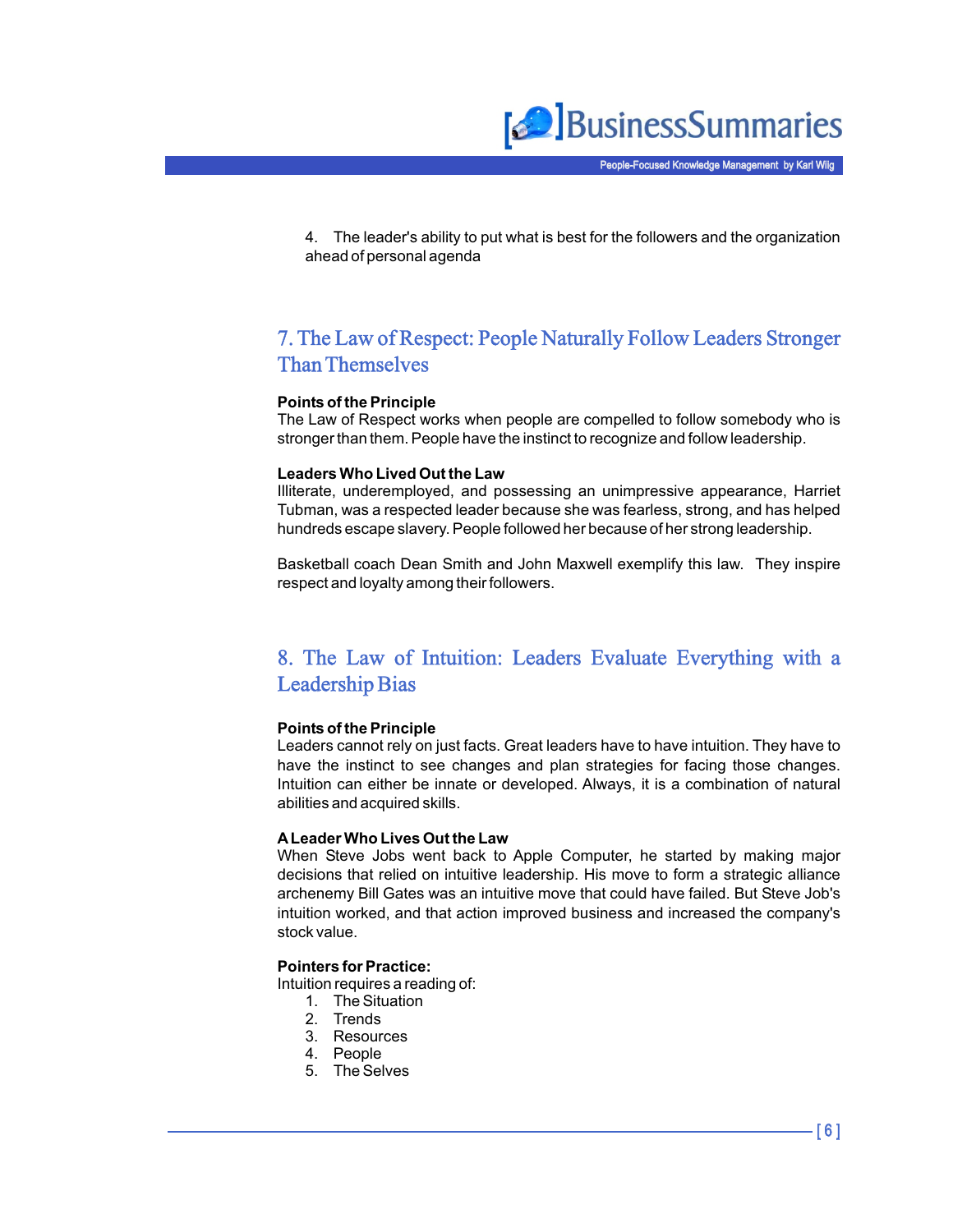4. The leader's ability to put what is best for the followers and the organization ahead of personal agenda

## 7. The Law of Respect: People Naturally Follow Leaders Stronger Than Themselves

**Points of the Principle**

The Law of Respect works when people are compelled to follow somebody who is stronger than them. People have the instinct to recognize and follow leadership.

**Leaders Who Lived Out the Law**

Illiterate, underemployed, and possessing an unimpressive appearance, Harriet Tubman, was a respected leader because she was fearless, strong, and has helped hundreds escape slavery. People followed her because of her strong leadership.

Basketball coach Dean Smith and John Maxwell exemplify this law. They inspire respect and loyalty among their followers.

## 8. The Law of Intuition: Leaders Evaluate Everything with a Leadership Bias

**Points of the Principle**

Leaders cannot rely on just facts. Great leaders have to have intuition. They have to have the instinct to see changes and plan strategies for facing those changes. Intuition can either be innate or developed. Always, it is a combination of natural abilities and acquired skills.

**A Leader Who Lives Out the Law**

When Steve Jobs went back to Apple Computer, he started by making major decisions that relied on intuitive leadership. His move to form a strategic alliance archenemy Bill Gates was an intuitive move that could have failed. But Steve Job's intuition worked, and that action improved business and increased the company's stock value.

**Pointers for Practice:**

Intuition requires a reading of:

1. The Situation
2. Trends
3. Resources
4. People
5. The Selves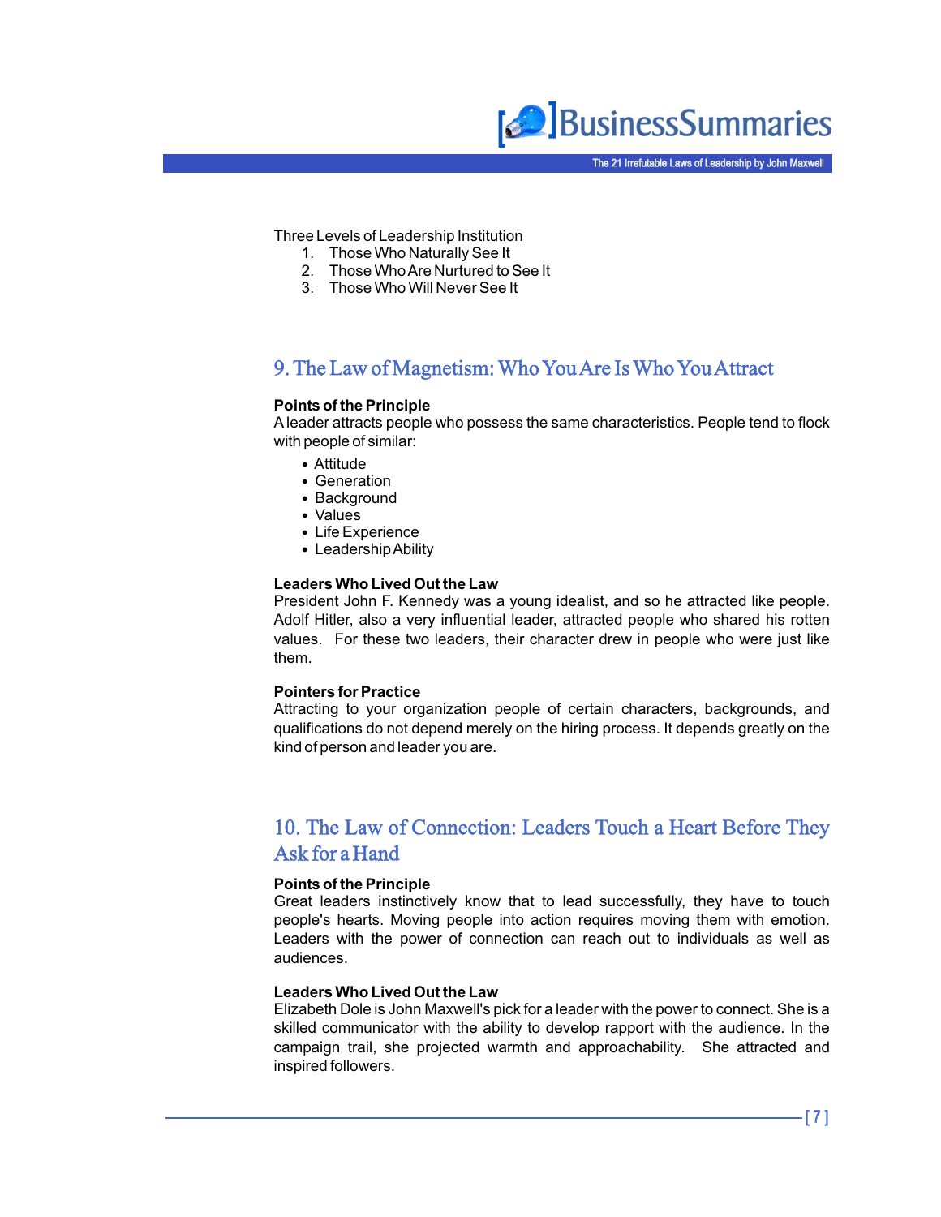Three Levels of Leadership Institution
1. Those Who Naturally See It
2. Those Who Are Nurtured to See It
3. Those Who Will Never See It

## 9. The Law of Magnetism: Who You Are Is Who You Attract

**Points of the Principle**
A leader attracts people who possess the same characteristics. People tend to flock with people of similar:

- Attitude
- Generation
- Background
- Values
- Life Experience
- Leadership Ability

**Leaders Who Lived Out the Law**
President John F. Kennedy was a young idealist, and so he attracted like people. Adolf Hitler, also a very influential leader, attracted people who shared his rotten values. For these two leaders, their character drew in people who were just like them.

**Pointers for Practice**
Attracting to your organization people of certain characters, backgrounds, and qualifications do not depend merely on the hiring process. It depends greatly on the kind of person and leader you are.

## 10. The Law of Connection: Leaders Touch a Heart Before They Ask for a Hand

**Points of the Principle**
Great leaders instinctively know that to lead successfully, they have to touch people's hearts. Moving people into action requires moving them with emotion. Leaders with the power of connection can reach out to individuals as well as audiences.

**Leaders Who Lived Out the Law**
Elizabeth Dole is John Maxwell's pick for a leader with the power to connect. She is a skilled communicator with the ability to develop rapport with the audience. In the campaign trail, she projected warmth and approachability. She attracted and inspired followers.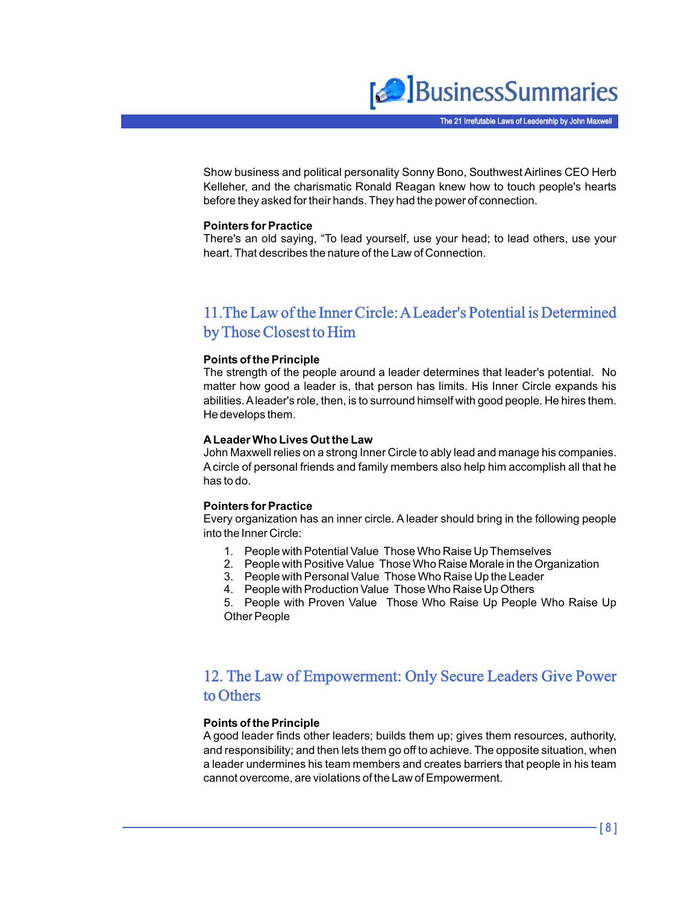Show business and political personality Sonny Bono, Southwest Airlines CEO Herb Kelleher, and the charismatic Ronald Reagan knew how to touch people's hearts before they asked for their hands. They had the power of connection.

**Pointers for Practice**
There's an old saying, "To lead yourself, use your head; to lead others, use your heart. That describes the nature of the Law of Connection.

## 11. The Law of the Inner Circle: A Leader's Potential is Determined by Those Closest to Him

**Points of the Principle**
The strength of the people around a leader determines that leader's potential. No matter how good a leader is, that person has limits. His Inner Circle expands his abilities. A leader's role, then, is to surround himself with good people. He hires them. He develops them.

**A Leader Who Lives Out the Law**
John Maxwell relies on a strong Inner Circle to ably lead and manage his companies. A circle of personal friends and family members also help him accomplish all that he has to do.

**Pointers for Practice**
Every organization has an inner circle. A leader should bring in the following people into the Inner Circle:

1. People with Potential Value Those Who Raise Up Themselves
2. People with Positive Value Those Who Raise Morale in the Organization
3. People with Personal Value Those Who Raise Up the Leader
4. People with Production Value Those Who Raise Up Others
5. People with Proven Value Those Who Raise Up People Who Raise Up Other People

## 12. The Law of Empowerment: Only Secure Leaders Give Power to Others

**Points of the Principle**
A good leader finds other leaders; builds them up; gives them resources, authority, and responsibility; and then lets them go off to achieve. The opposite situation, when a leader undermines his team members and creates barriers that people in his team cannot overcome, are violations of the Law of Empowerment.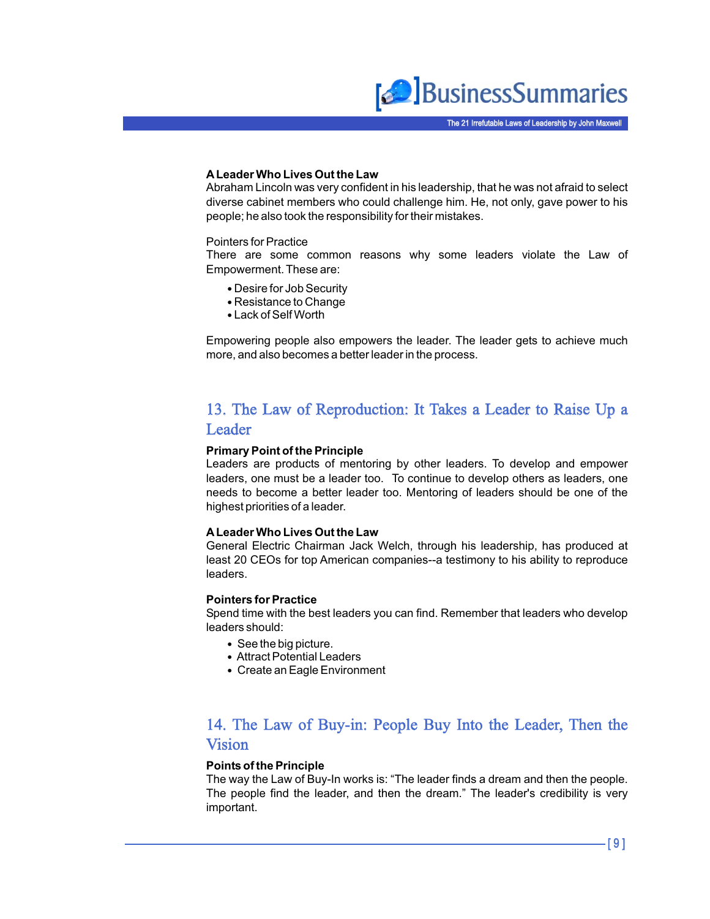**A Leader Who Lives Out the Law**
Abraham Lincoln was very confident in his leadership, that he was not afraid to select diverse cabinet members who could challenge him. He, not only, gave power to his people; he also took the responsibility for their mistakes.

Pointers for Practice
There are some common reasons why some leaders violate the Law of Empowerment. These are:

- Desire for Job Security
- Resistance to Change
- Lack of Self Worth

Empowering people also empowers the leader. The leader gets to achieve much more, and also becomes a better leader in the process.

## 13. The Law of Reproduction: It Takes a Leader to Raise Up a Leader

**Primary Point of the Principle**
Leaders are products of mentoring by other leaders. To develop and empower leaders, one must be a leader too. To continue to develop others as leaders, one needs to become a better leader too. Mentoring of leaders should be one of the highest priorities of a leader.

**A Leader Who Lives Out the Law**
General Electric Chairman Jack Welch, through his leadership, has produced at least 20 CEOs for top American companies--a testimony to his ability to reproduce leaders.

**Pointers for Practice**
Spend time with the best leaders you can find. Remember that leaders who develop leaders should:

- See the big picture.
- Attract Potential Leaders
- Create an Eagle Environment

## 14. The Law of Buy-in: People Buy Into the Leader, Then the Vision

**Points of the Principle**
The way the Law of Buy-In works is: “The leader finds a dream and then the people. The people find the leader, and then the dream.” The leader's credibility is very important.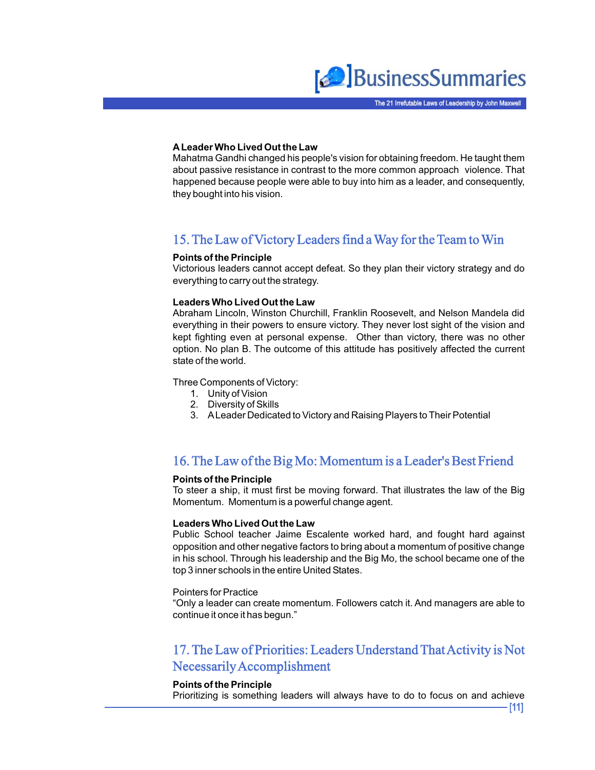**A Leader Who Lived Out the Law**
Mahatma Gandhi changed his people's vision for obtaining freedom. He taught them about passive resistance in contrast to the more common approach  violence. That happened because people were able to buy into him as a leader, and consequently, they bought into his vision.

## 15. The Law of Victory Leaders find a Way for the Team to Win

**Points of the Principle**
Victorious leaders cannot accept defeat. So they plan their victory strategy and do everything to carry out the strategy.

**Leaders Who Lived Out the Law**
Abraham Lincoln, Winston Churchill, Franklin Roosevelt, and Nelson Mandela did everything in their powers to ensure victory. They never lost sight of the vision and kept fighting even at personal expense.  Other than victory, there was no other option. No plan B. The outcome of this attitude has positively affected the current state of the world.

Three Components of Victory:

1. Unity of Vision
2. Diversity of Skills
3. A Leader Dedicated to Victory and Raising Players to Their Potential

## 16. The Law of the Big Mo: Momentum is a Leader's Best Friend

**Points of the Principle**
To steer a ship, it must first be moving forward. That illustrates the law of the Big Momentum.  Momentum is a powerful change agent.

**Leaders Who Lived Out the Law**
Public School teacher Jaime Escalente worked hard, and fought hard against opposition and other negative factors to bring about a momentum of positive change in his school. Through his leadership and the Big Mo, the school became one of the top 3 inner schools in the entire United States.

Pointers for Practice
"Only a leader can create momentum. Followers catch it. And managers are able to continue it once it has begun."

## 17. The Law of Priorities: Leaders Understand That Activity is Not Necessarily Accomplishment

**Points of the Principle**
Prioritizing is something leaders will always have to do to focus on and achieve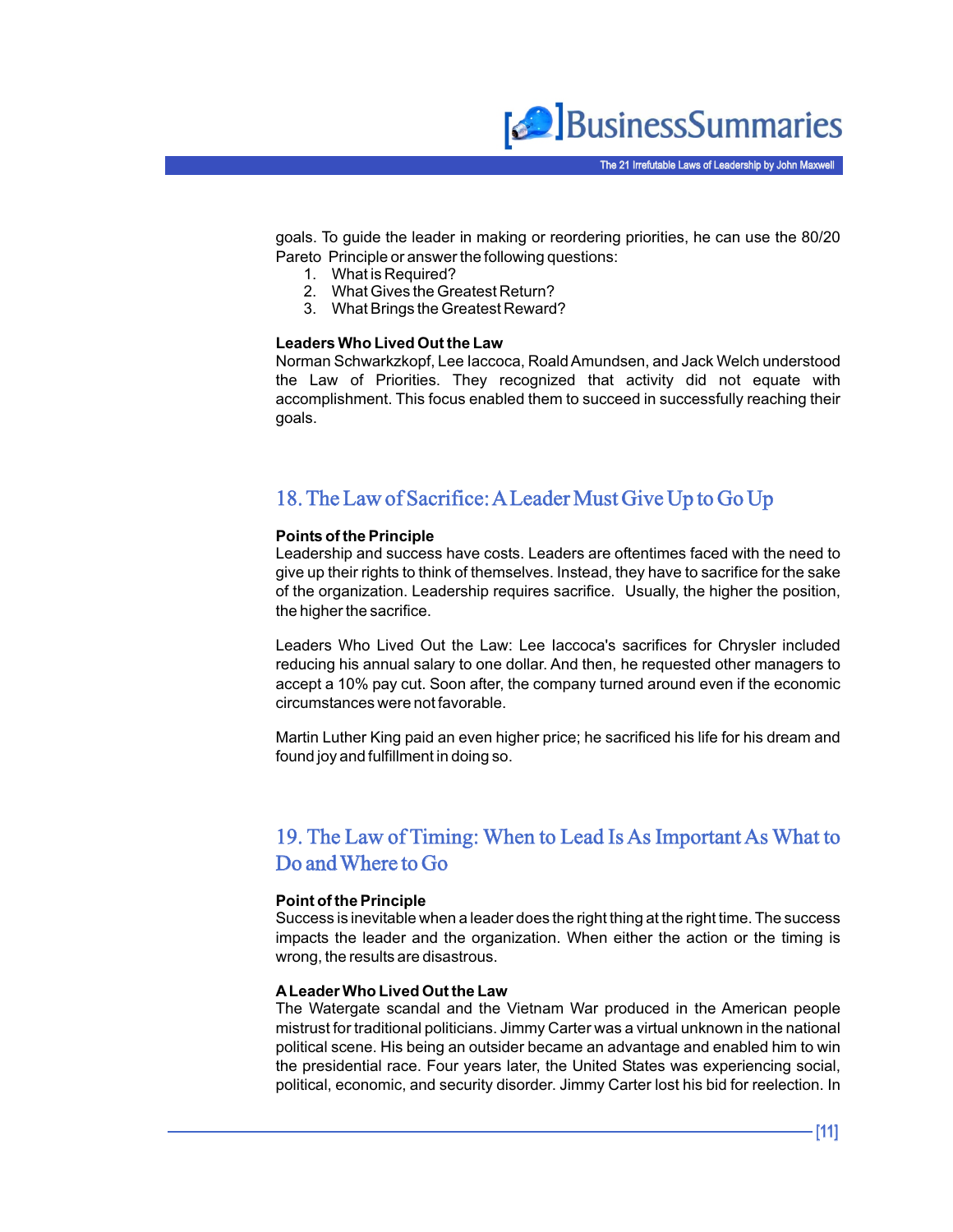goals. To guide the leader in making or reordering priorities, he can use the 80/20 Pareto Principle or answer the following questions:

1. What is Required?
2. What Gives the Greatest Return?
3. What Brings the Greatest Reward?

**Leaders Who Lived Out the Law**

Norman Schwarzkopf, Lee Iaccoca, Roald Amundsen, and Jack Welch understood the Law of Priorities. They recognized that activity did not equate with accomplishment. This focus enabled them to succeed in successfully reaching their goals.

## 18. The Law of Sacrifice: A Leader Must Give Up to Go Up

**Points of the Principle**

Leadership and success have costs. Leaders are oftentimes faced with the need to give up their rights to think of themselves. Instead, they have to sacrifice for the sake of the organization. Leadership requires sacrifice. Usually, the higher the position, the higher the sacrifice.

Leaders Who Lived Out the Law: Lee Iaccoca's sacrifices for Chrysler included reducing his annual salary to one dollar. And then, he requested other managers to accept a 10% pay cut. Soon after, the company turned around even if the economic circumstances were not favorable.

Martin Luther King paid an even higher price; he sacrificed his life for his dream and found joy and fulfillment in doing so.

## 19. The Law of Timing: When to Lead Is As Important As What to Do and Where to Go

**Point of the Principle**

Success is inevitable when a leader does the right thing at the right time. The success impacts the leader and the organization. When either the action or the timing is wrong, the results are disastrous.

**A Leader Who Lived Out the Law**

The Watergate scandal and the Vietnam War produced in the American people mistrust for traditional politicians. Jimmy Carter was a virtual unknown in the national political scene. His being an outsider became an advantage and enabled him to win the presidential race. Four years later, the United States was experiencing social, political, economic, and security disorder. Jimmy Carter lost his bid for reelection. In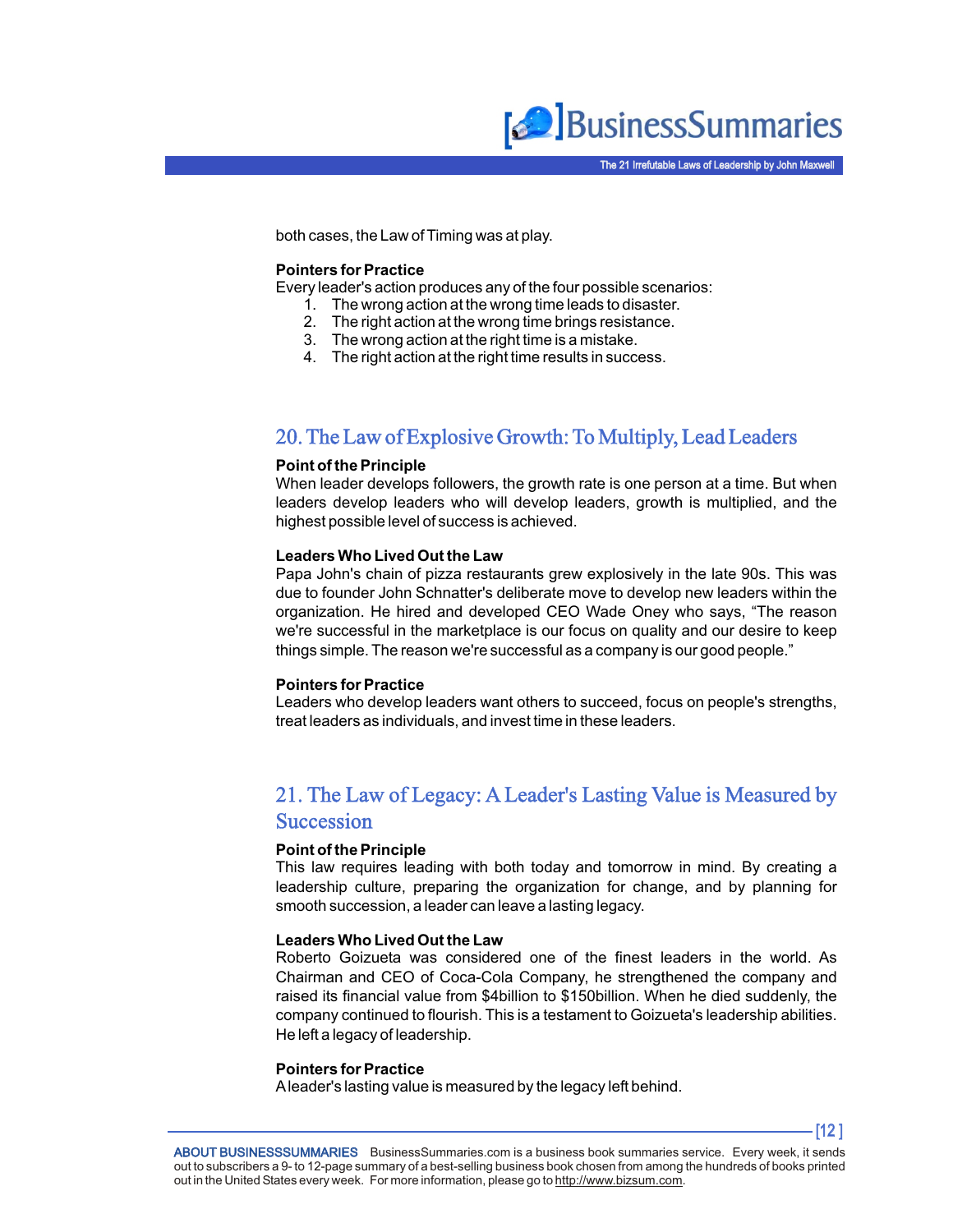both cases, the Law of Timing was at play.

**Pointers for Practice**

Every leader's action produces any of the four possible scenarios:

1. The wrong action at the wrong time leads to disaster.
2. The right action at the wrong time brings resistance.
3. The wrong action at the right time is a mistake.
4. The right action at the right time results in success.

## 20. The Law of Explosive Growth: To Multiply, Lead Leaders

**Point of the Principle**

When leader develops followers, the growth rate is one person at a time. But when leaders develop leaders who will develop leaders, growth is multiplied, and the highest possible level of success is achieved.

**Leaders Who Lived Out the Law**

Papa John's chain of pizza restaurants grew explosively in the late 90s. This was due to founder John Schnatter's deliberate move to develop new leaders within the organization. He hired and developed CEO Wade Oney who says, "The reason we're successful in the marketplace is our focus on quality and our desire to keep things simple. The reason we're successful as a company is our good people."

**Pointers for Practice**

Leaders who develop leaders want others to succeed, focus on people's strengths, treat leaders as individuals, and invest time in these leaders.

## 21. The Law of Legacy: A Leader's Lasting Value is Measured by Succession

**Point of the Principle**

This law requires leading with both today and tomorrow in mind. By creating a leadership culture, preparing the organization for change, and by planning for smooth succession, a leader can leave a lasting legacy.

**Leaders Who Lived Out the Law**

Roberto Goizueta was considered one of the finest leaders in the world. As Chairman and CEO of Coca-Cola Company, he strengthened the company and raised its financial value from $4billion to $150billion. When he died suddenly, the company continued to flourish. This is a testament to Goizueta's leadership abilities. He left a legacy of leadership.

**Pointers for Practice**

A leader's lasting value is measured by the legacy left behind.

**ABOUT BUSINESSSUMMARIES** BusinessSummaries.com is a business book summaries service. Every week, it sends out to subscribers a 9- to 12-page summary of a best-selling business book chosen from among the hundreds of books printed out in the United States every week. For more information, please go to http://www.bizsum.com.